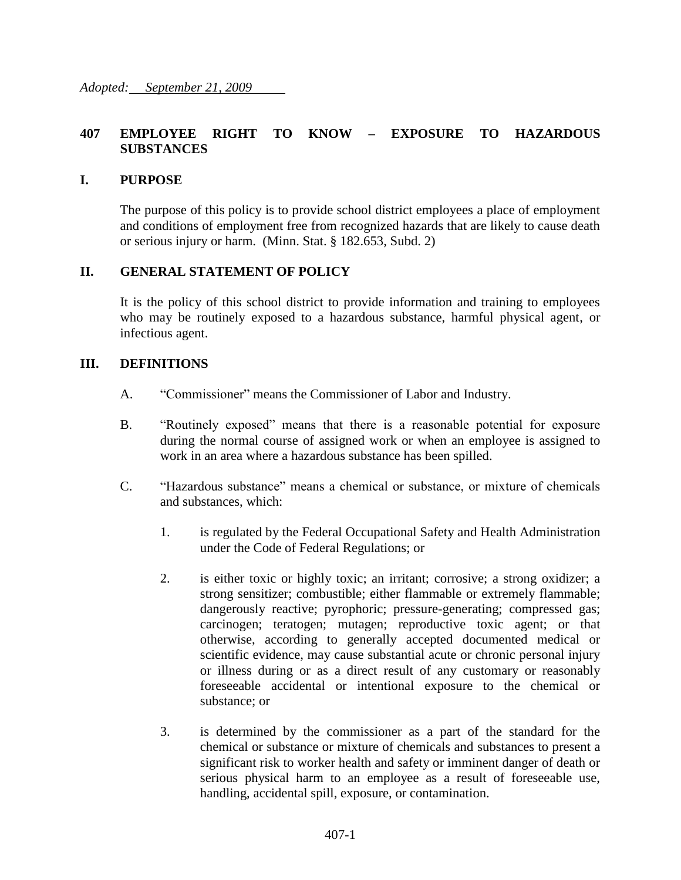*Adopted: September 21, 2009*

# 407 EMPLOYEE RIGHT TO KNOW – EXPOSURE TO HAZARDOUS SUBSTANCES

## I. PURPOSE

The purpose of this policy is to provide school district employees a place of employment and conditions of employment free from recognized hazards that are likely to cause death or serious injury or harm. (Minn. Stat. § 182.653, Subd. 2)

## II. GENERAL STATEMENT OF POLICY

It is the policy of this school district to provide information and training to employees who may be routinely exposed to a hazardous substance, harmful physical agent, or infectious agent.

## III. DEFINITIONS

A. "Commissioner" means the Commissioner of Labor and Industry.

B. "Routinely exposed" means that there is a reasonable potential for exposure during the normal course of assigned work or when an employee is assigned to work in an area where a hazardous substance has been spilled.

C. "Hazardous substance" means a chemical or substance, or mixture of chemicals and substances, which:

1. is regulated by the Federal Occupational Safety and Health Administration under the Code of Federal Regulations; or

2. is either toxic or highly toxic; an irritant; corrosive; a strong oxidizer; a strong sensitizer; combustible; either flammable or extremely flammable; dangerously reactive; pyrophoric; pressure-generating; compressed gas; carcinogen; teratogen; mutagen; reproductive toxic agent; or that otherwise, according to generally accepted documented medical or scientific evidence, may cause substantial acute or chronic personal injury or illness during or as a direct result of any customary or reasonably foreseeable accidental or intentional exposure to the chemical or substance; or

3. is determined by the commissioner as a part of the standard for the chemical or substance or mixture of chemicals and substances to present a significant risk to worker health and safety or imminent danger of death or serious physical harm to an employee as a result of foreseeable use, handling, accidental spill, exposure, or contamination.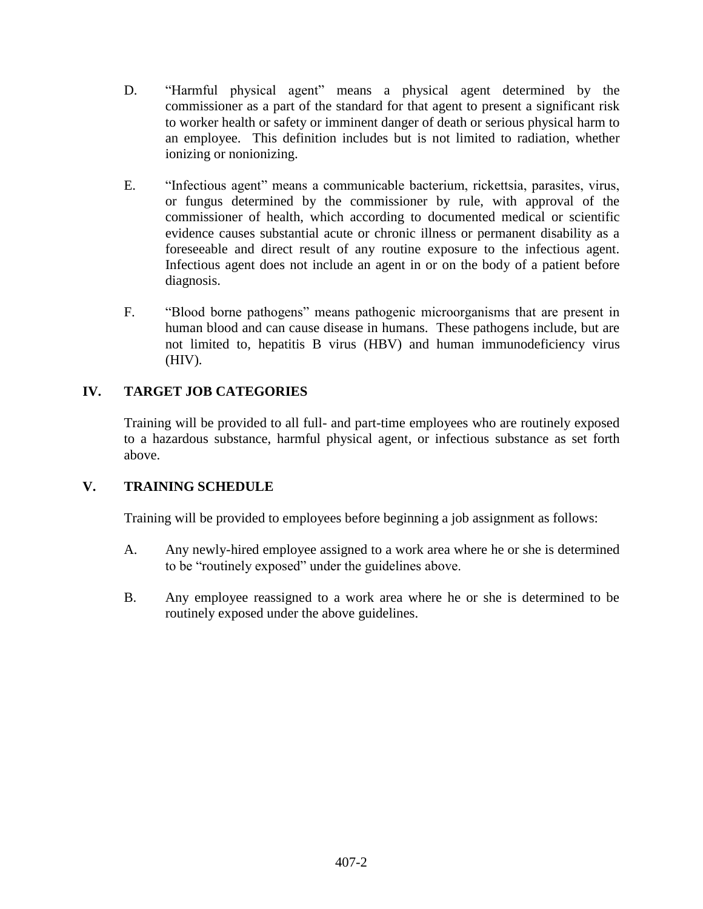D. “Harmful physical agent” means a physical agent determined by the commissioner as a part of the standard for that agent to present a significant risk to worker health or safety or imminent danger of death or serious physical harm to an employee. This definition includes but is not limited to radiation, whether ionizing or nonionizing.

E. “Infectious agent” means a communicable bacterium, rickettsia, parasites, virus, or fungus determined by the commissioner by rule, with approval of the commissioner of health, which according to documented medical or scientific evidence causes substantial acute or chronic illness or permanent disability as a foreseeable and direct result of any routine exposure to the infectious agent. Infectious agent does not include an agent in or on the body of a patient before diagnosis.

F. “Blood borne pathogens” means pathogenic microorganisms that are present in human blood and can cause disease in humans. These pathogens include, but are not limited to, hepatitis B virus (HBV) and human immunodeficiency virus (HIV).

## IV. TARGET JOB CATEGORIES

Training will be provided to all full- and part-time employees who are routinely exposed to a hazardous substance, harmful physical agent, or infectious substance as set forth above.

## V. TRAINING SCHEDULE

Training will be provided to employees before beginning a job assignment as follows:

A. Any newly-hired employee assigned to a work area where he or she is determined to be “routinely exposed” under the guidelines above.

B. Any employee reassigned to a work area where he or she is determined to be routinely exposed under the above guidelines.